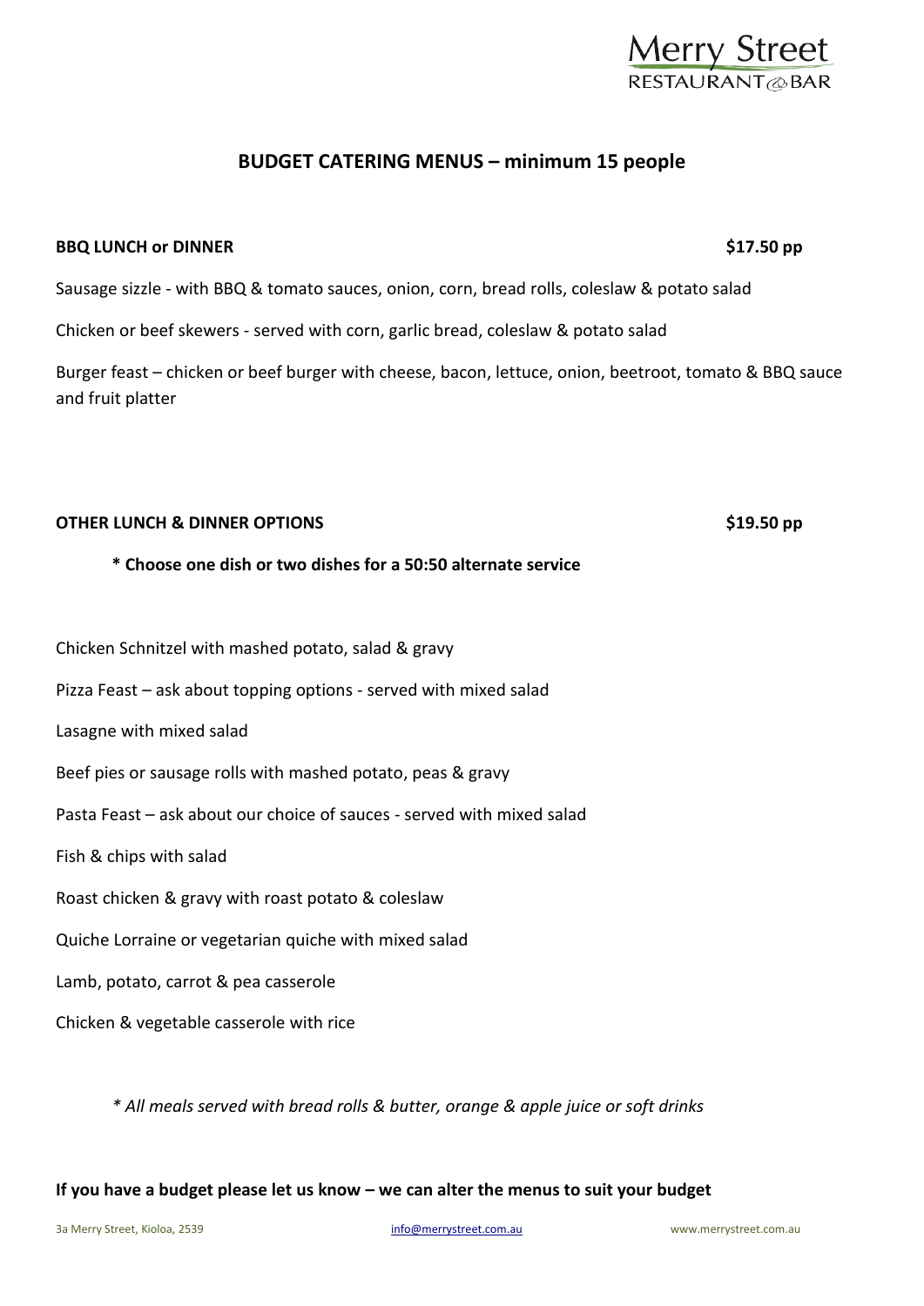Merry Street
RESTAURANT & BAR

# BUDGET CATERING MENUS – minimum 15 people

**BBQ LUNCH or DINNER** **$17.50 pp**

Sausage sizzle - with BBQ & tomato sauces, onion, corn, bread rolls, coleslaw & potato salad

Chicken or beef skewers - served with corn, garlic bread, coleslaw & potato salad

Burger feast – chicken or beef burger with cheese, bacon, lettuce, onion, beetroot, tomato & BBQ sauce and fruit platter

**OTHER LUNCH & DINNER OPTIONS** **$19.50 pp**

**\* Choose one dish or two dishes for a 50:50 alternate service**

Chicken Schnitzel with mashed potato, salad & gravy

Pizza Feast – ask about topping options - served with mixed salad

Lasagne with mixed salad

Beef pies or sausage rolls with mashed potato, peas & gravy

Pasta Feast – ask about our choice of sauces - served with mixed salad

Fish & chips with salad

Roast chicken & gravy with roast potato & coleslaw

Quiche Lorraine or vegetarian quiche with mixed salad

Lamb, potato, carrot & pea casserole

Chicken & vegetable casserole with rice

*\* All meals served with bread rolls & butter, orange & apple juice or soft drinks*

**If you have a budget please let us know – we can alter the menus to suit your budget**

3a Merry Street, Kioloa, 2539 info@merrystreet.com.au www.merrystreet.com.au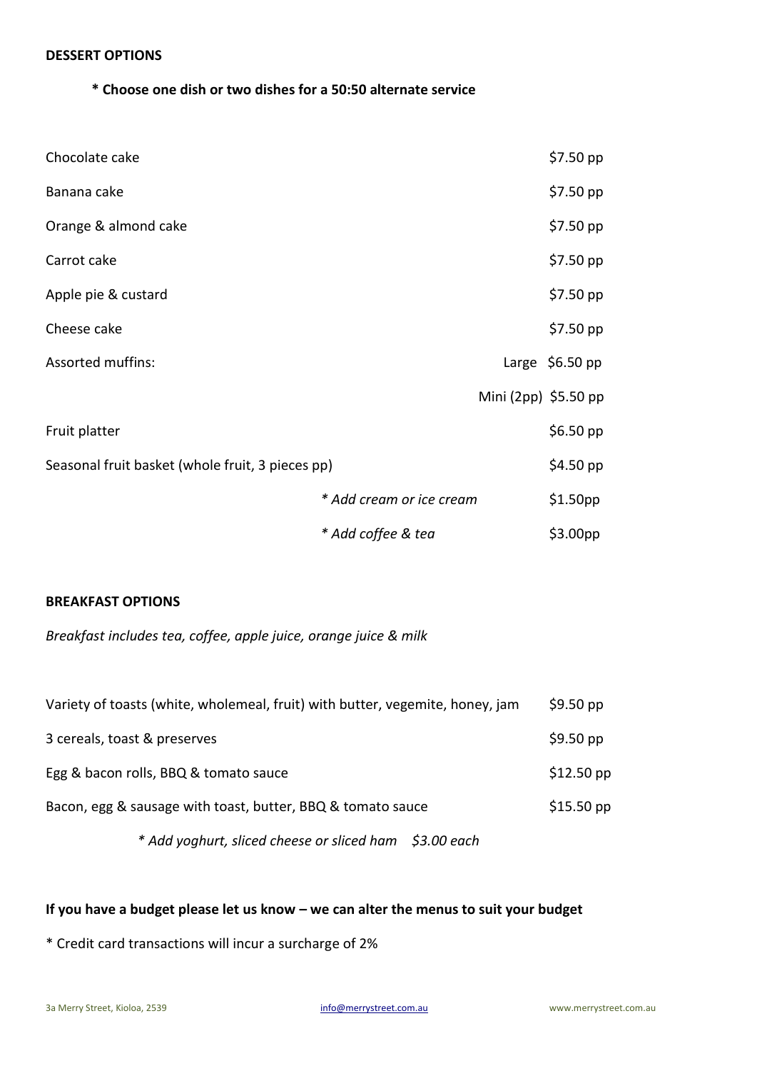**DESSERT OPTIONS**

**\* Choose one dish or two dishes for a 50:50 alternate service**

| | | |
|---|---|---|
| Chocolate cake | | $7.50 pp |
| Banana cake | | $7.50 pp |
| Orange & almond cake | | $7.50 pp |
| Carrot cake | | $7.50 pp |
| Apple pie & custard | | $7.50 pp |
| Cheese cake | | $7.50 pp |
| Assorted muffins: | Large | $6.50 pp |
| | Mini (2pp) | $5.50 pp |
| Fruit platter | | $6.50 pp |
| Seasonal fruit basket (whole fruit, 3 pieces pp) | | $4.50 pp |
| | *\* Add cream or ice cream* | $1.50pp |
| | *\* Add coffee & tea* | $3.00pp |

**BREAKFAST OPTIONS**

*Breakfast includes tea, coffee, apple juice, orange juice & milk*

| | |
|---|---|
| Variety of toasts (white, wholemeal, fruit) with butter, vegemite, honey, jam | $9.50 pp |
| 3 cereals, toast & preserves | $9.50 pp |
| Egg & bacon rolls, BBQ & tomato sauce | $12.50 pp |
| Bacon, egg & sausage with toast, butter, BBQ & tomato sauce | $15.50 pp |

*\* Add yoghurt, sliced cheese or sliced ham $3.00 each*

**If you have a budget please let us know – we can alter the menus to suit your budget**

\* Credit card transactions will incur a surcharge of 2%

3a Merry Street, Kioloa, 2539 | info@merrystreet.com.au | www.merrystreet.com.au